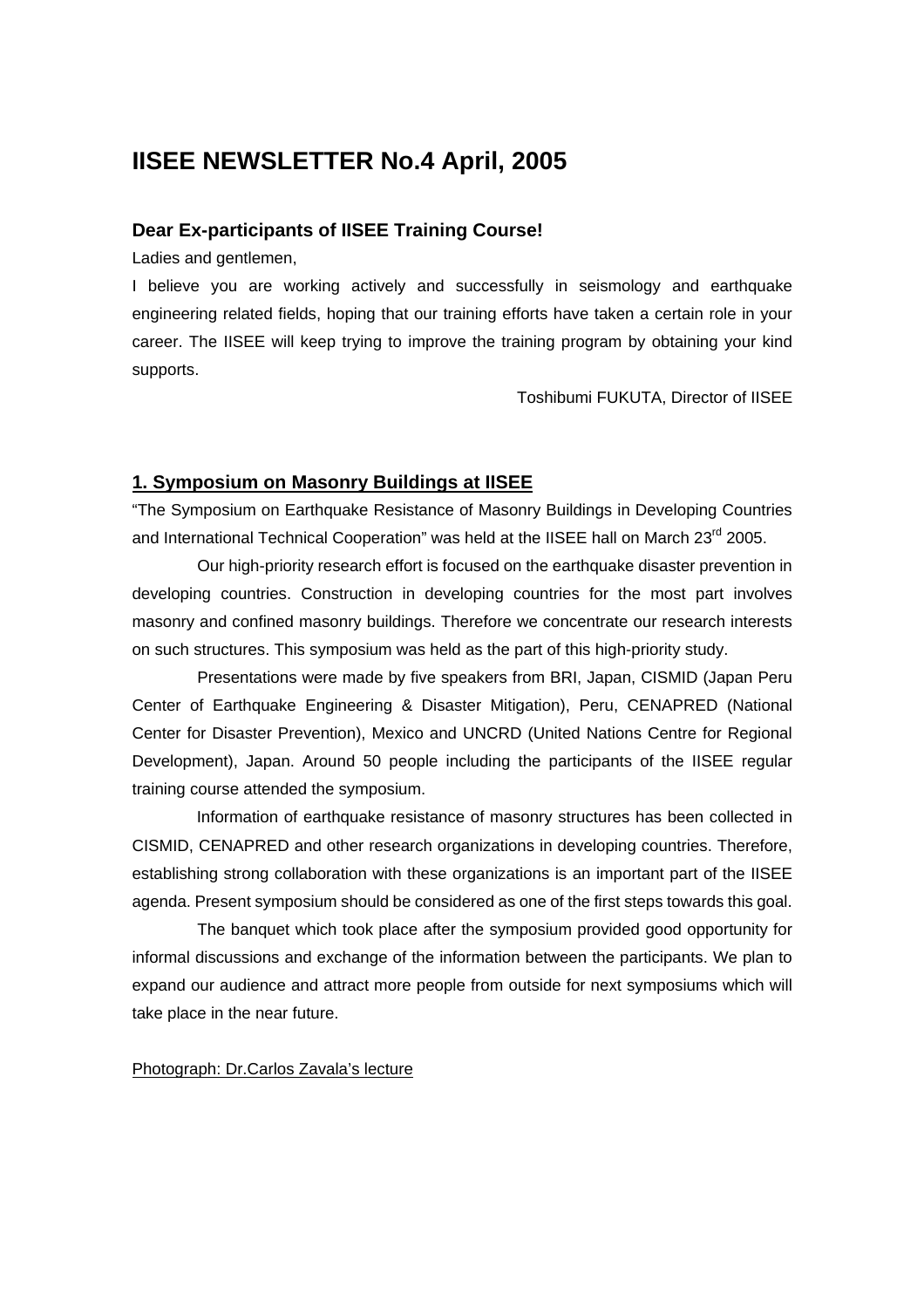# IISEE NEWSLETTER No.4 April, 2005

### Dear Ex-participants of IISEE Training Course!

Ladies and gentlemen,

I believe you are working actively and successfully in seismology and earthquake engineering related fields, hoping that our training efforts have taken a certain role in your career. The IISEE will keep trying to improve the training program by obtaining your kind supports.

Toshibumi FUKUTA, Director of IISEE

## 1. Symposium on Masonry Buildings at IISEE

"The Symposium on Earthquake Resistance of Masonry Buildings in Developing Countries and International Technical Cooperation" was held at the IISEE hall on March 23rd 2005.

Our high-priority research effort is focused on the earthquake disaster prevention in developing countries. Construction in developing countries for the most part involves masonry and confined masonry buildings. Therefore we concentrate our research interests on such structures. This symposium was held as the part of this high-priority study.

Presentations were made by five speakers from BRI, Japan, CISMID (Japan Peru Center of Earthquake Engineering & Disaster Mitigation), Peru, CENAPRED (National Center for Disaster Prevention), Mexico and UNCRD (United Nations Centre for Regional Development), Japan. Around 50 people including the participants of the IISEE regular training course attended the symposium.

Information of earthquake resistance of masonry structures has been collected in CISMID, CENAPRED and other research organizations in developing countries. Therefore, establishing strong collaboration with these organizations is an important part of the IISEE agenda. Present symposium should be considered as one of the first steps towards this goal.

The banquet which took place after the symposium provided good opportunity for informal discussions and exchange of the information between the participants. We plan to expand our audience and attract more people from outside for next symposiums which will take place in the near future.

Photograph: Dr.Carlos Zavala's lecture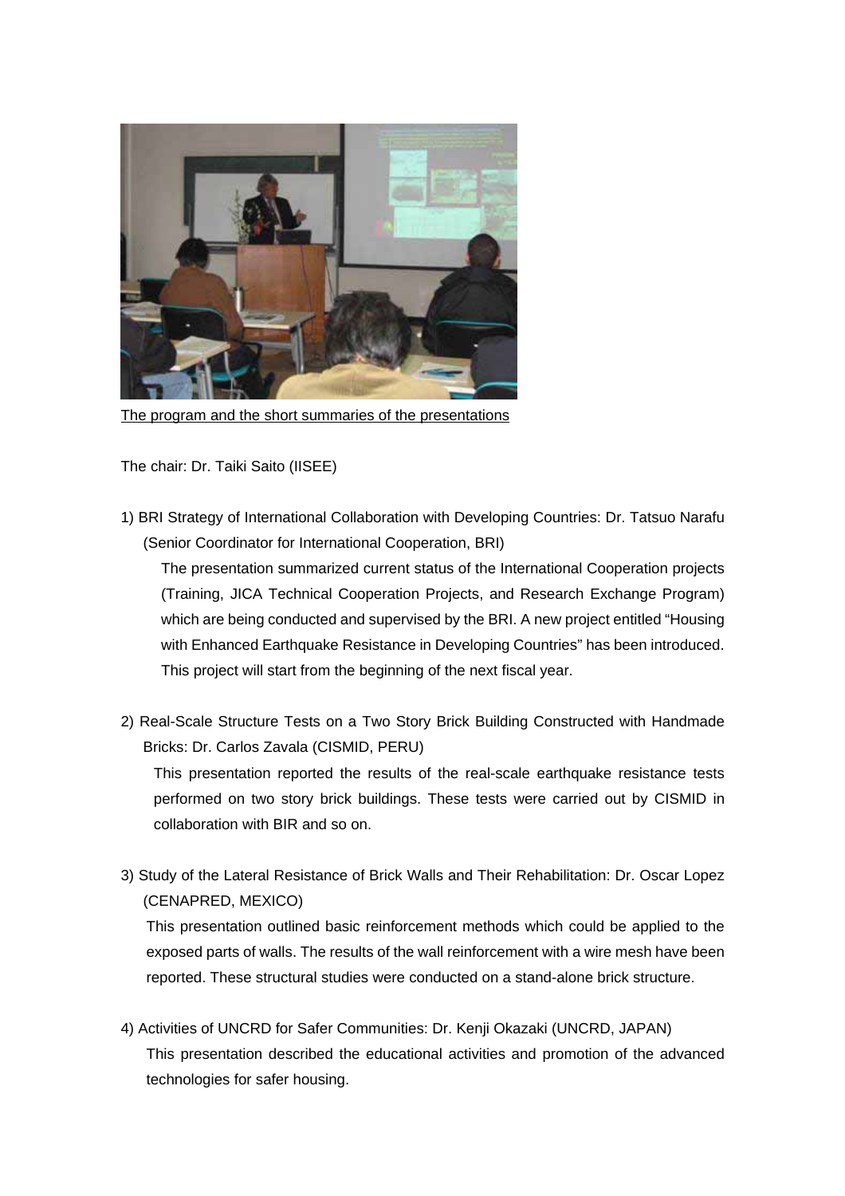<u>The program and the short summaries of the presentations</u>

The chair: Dr. Taiki Saito (IISEE)

1) BRI Strategy of International Collaboration with Developing Countries: Dr. Tatsuo Narafu (Senior Coordinator for International Cooperation, BRI)

   The presentation summarized current status of the International Cooperation projects (Training, JICA Technical Cooperation Projects, and Research Exchange Program) which are being conducted and supervised by the BRI. A new project entitled "Housing with Enhanced Earthquake Resistance in Developing Countries" has been introduced. This project will start from the beginning of the next fiscal year.

2) Real-Scale Structure Tests on a Two Story Brick Building Constructed with Handmade Bricks: Dr. Carlos Zavala (CISMID, PERU)

   This presentation reported the results of the real-scale earthquake resistance tests performed on two story brick buildings. These tests were carried out by CISMID in collaboration with BIR and so on.

3) Study of the Lateral Resistance of Brick Walls and Their Rehabilitation: Dr. Oscar Lopez (CENAPRED, MEXICO)

   This presentation outlined basic reinforcement methods which could be applied to the exposed parts of walls. The results of the wall reinforcement with a wire mesh have been reported. These structural studies were conducted on a stand-alone brick structure.

4) Activities of UNCRD for Safer Communities: Dr. Kenji Okazaki (UNCRD, JAPAN)

   This presentation described the educational activities and promotion of the advanced technologies for safer housing.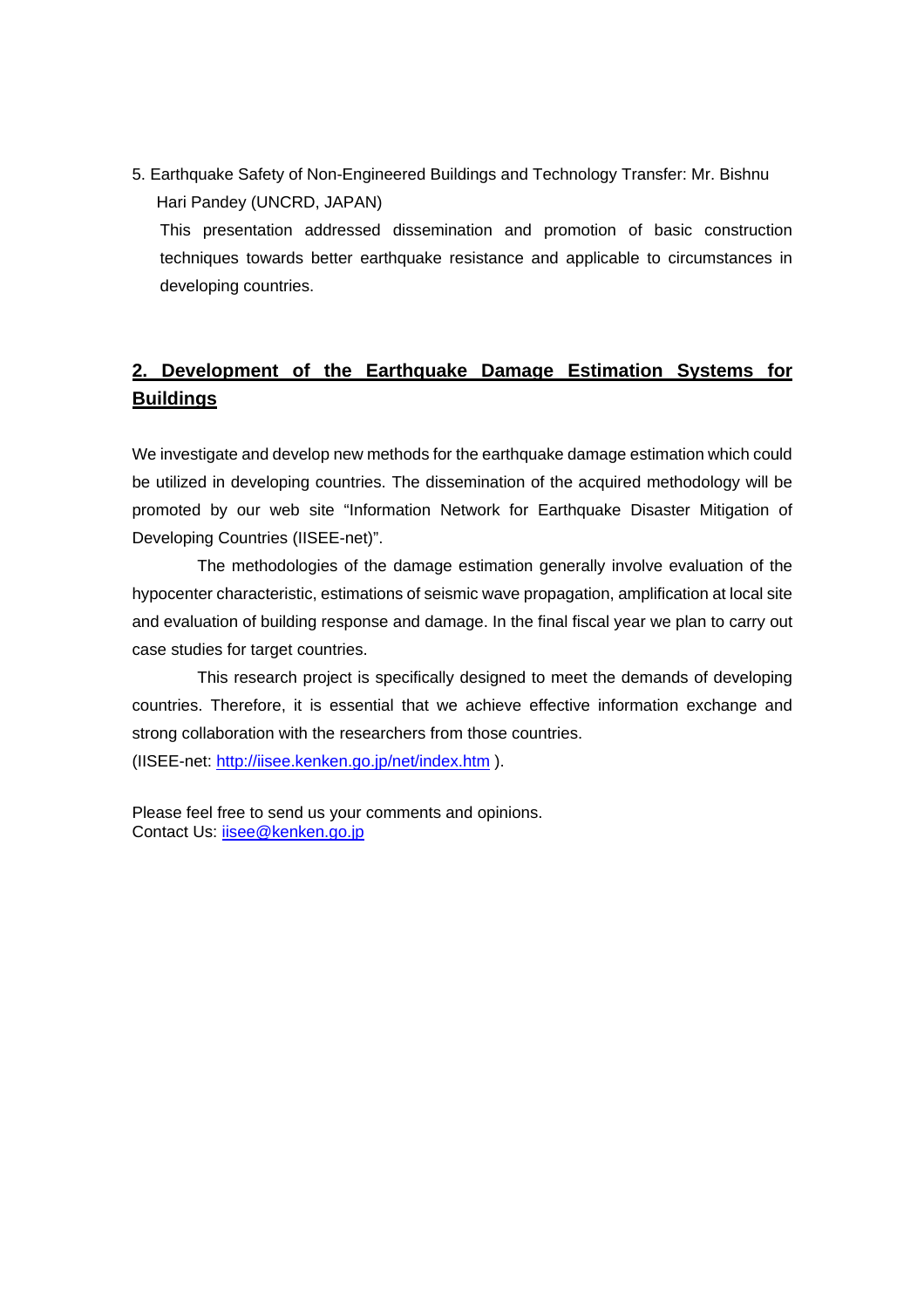5. Earthquake Safety of Non-Engineered Buildings and Technology Transfer: Mr. Bishnu Hari Pandey (UNCRD, JAPAN)

   This presentation addressed dissemination and promotion of basic construction techniques towards better earthquake resistance and applicable to circumstances in developing countries.

## 2. Development of the Earthquake Damage Estimation Systems for Buildings

We investigate and develop new methods for the earthquake damage estimation which could be utilized in developing countries. The dissemination of the acquired methodology will be promoted by our web site "Information Network for Earthquake Disaster Mitigation of Developing Countries (IISEE-net)".

The methodologies of the damage estimation generally involve evaluation of the hypocenter characteristic, estimations of seismic wave propagation, amplification at local site and evaluation of building response and damage. In the final fiscal year we plan to carry out case studies for target countries.

This research project is specifically designed to meet the demands of developing countries. Therefore, it is essential that we achieve effective information exchange and strong collaboration with the researchers from those countries.
(IISEE-net: http://iisee.kenken.go.jp/net/index.htm ).

Please feel free to send us your comments and opinions.
Contact Us: iisee@kenken.go.jp